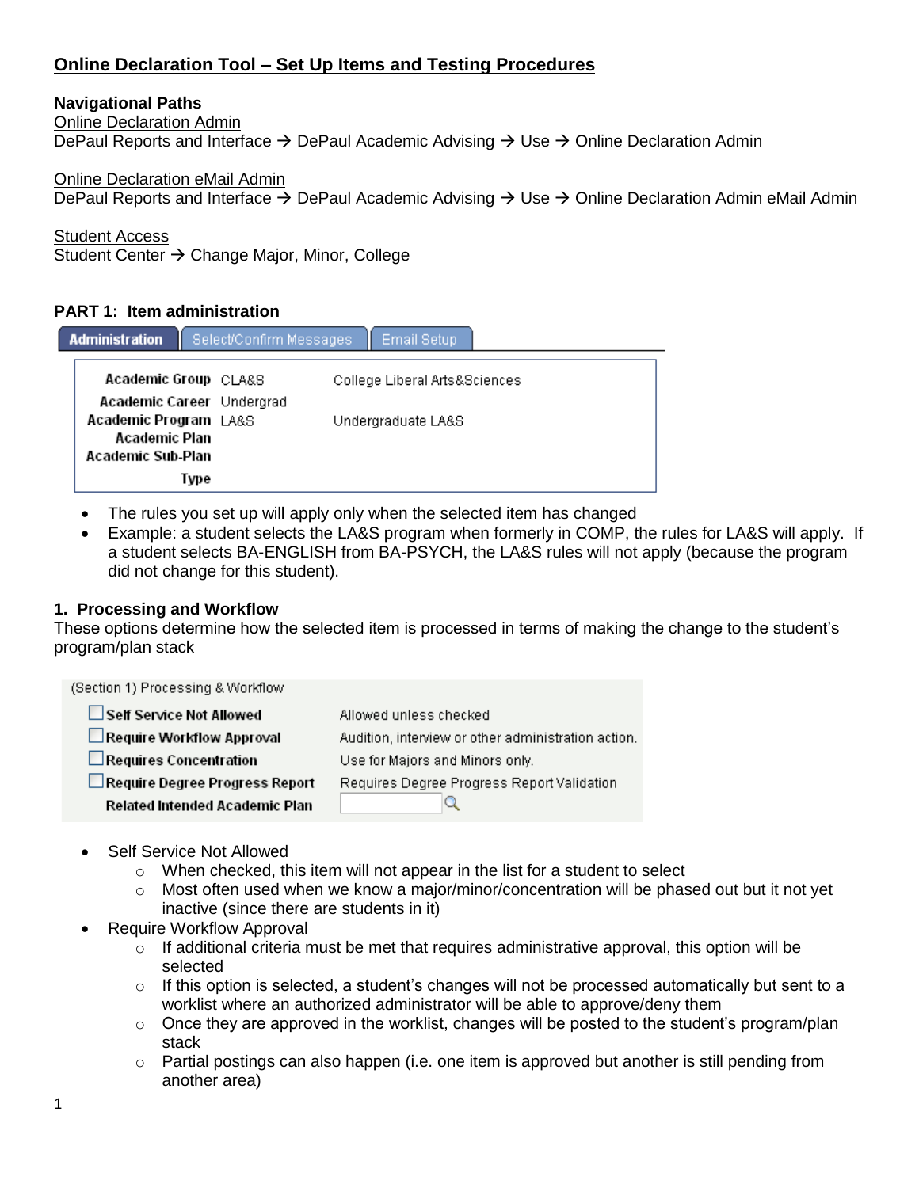# Online Declaration Tool – Set Up Items and Testing Procedures

**Navigational Paths**

Online Declaration Admin
DePaul Reports and Interface → DePaul Academic Advising → Use → Online Declaration Admin

Online Declaration eMail Admin
DePaul Reports and Interface → DePaul Academic Advising → Use → Online Declaration Admin eMail Admin

Student Access
Student Center → Change Major, Minor, College

## PART 1: Item administration

Administration | Select/Confirm Messages | Email Setup

| | | |
|---|---|---|
| Academic Group | CLA&S | College Liberal Arts&Sciences |
| Academic Career | Undergrad | |
| Academic Program | LA&S | Undergraduate LA&S |
| Academic Plan | | |
| Academic Sub-Plan | | |
| Type | | |

- The rules you set up will apply only when the selected item has changed
- Example: a student selects the LA&S program when formerly in COMP, the rules for LA&S will apply. If a student selects BA-ENGLISH from BA-PSYCH, the LA&S rules will not apply (because the program did not change for this student).

### 1. Processing and Workflow

These options determine how the selected item is processed in terms of making the change to the student's program/plan stack

(Section 1) Processing & Workflow

| | |
|---|---|
| ☐ Self Service Not Allowed | Allowed unless checked |
| ☐ Require Workflow Approval | Audition, interview or other administration action. |
| ☐ Requires Concentration | Use for Majors and Minors only. |
| ☐ Require Degree Progress Report | Requires Degree Progress Report Validation |
| Related Intended Academic Plan | |

- Self Service Not Allowed
  - When checked, this item will not appear in the list for a student to select
  - Most often used when we know a major/minor/concentration will be phased out but it not yet inactive (since there are students in it)
- Require Workflow Approval
  - If additional criteria must be met that requires administrative approval, this option will be selected
  - If this option is selected, a student's changes will not be processed automatically but sent to a worklist where an authorized administrator will be able to approve/deny them
  - Once they are approved in the worklist, changes will be posted to the student's program/plan stack
  - Partial postings can also happen (i.e. one item is approved but another is still pending from another area)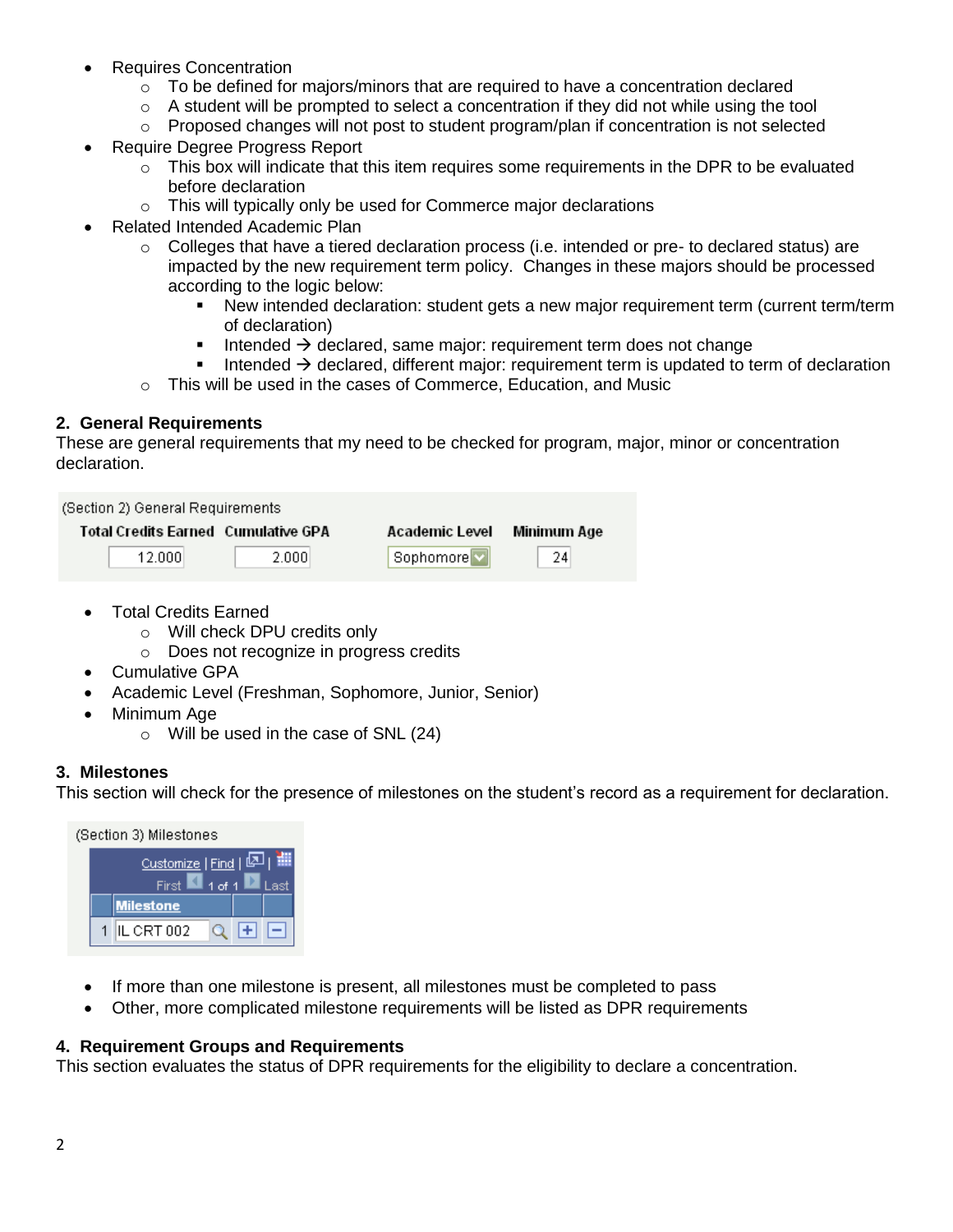- Requires Concentration
  - To be defined for majors/minors that are required to have a concentration declared
  - A student will be prompted to select a concentration if they did not while using the tool
  - Proposed changes will not post to student program/plan if concentration is not selected
- Require Degree Progress Report
  - This box will indicate that this item requires some requirements in the DPR to be evaluated before declaration
  - This will typically only be used for Commerce major declarations
- Related Intended Academic Plan
  - Colleges that have a tiered declaration process (i.e. intended or pre- to declared status) are impacted by the new requirement term policy. Changes in these majors should be processed according to the logic below:
    - New intended declaration: student gets a new major requirement term (current term/term of declaration)
    - Intended → declared, same major: requirement term does not change
    - Intended → declared, different major: requirement term is updated to term of declaration
  - This will be used in the cases of Commerce, Education, and Music

### 2. General Requirements

These are general requirements that my need to be checked for program, major, minor or concentration declaration.

(Section 2) General Requirements

| Total Credits Earned | Cumulative GPA | Academic Level | Minimum Age |
|---|---|---|---|
| 12.000 | 2.000 | Sophomore | 24 |

- Total Credits Earned
  - Will check DPU credits only
  - Does not recognize in progress credits
- Cumulative GPA
- Academic Level (Freshman, Sophomore, Junior, Senior)
- Minimum Age
  - Will be used in the case of SNL (24)

### 3. Milestones

This section will check for the presence of milestones on the student's record as a requirement for declaration.

(Section 3) Milestones

| | Milestone |
|---|---|
| 1 | IL CRT 002 |

- If more than one milestone is present, all milestones must be completed to pass
- Other, more complicated milestone requirements will be listed as DPR requirements

### 4. Requirement Groups and Requirements

This section evaluates the status of DPR requirements for the eligibility to declare a concentration.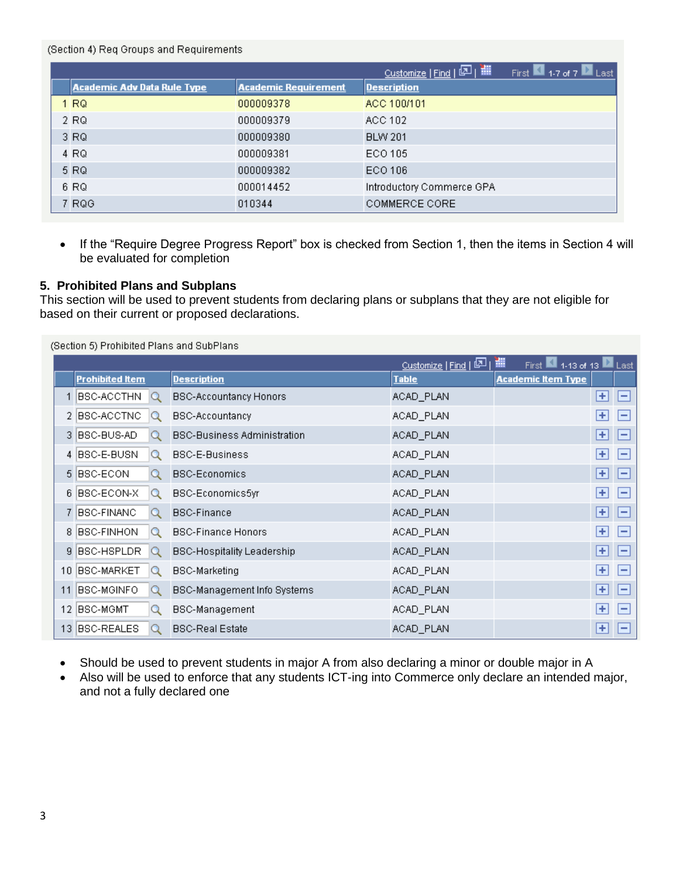(Section 4) Req Groups and Requirements

| | Academic Adv Data Rule Type | Academic Requirement | Description |
|---|---|---|---|
| 1 | RQ | 000009378 | ACC 100/101 |
| 2 | RQ | 000009379 | ACC 102 |
| 3 | RQ | 000009380 | BLW 201 |
| 4 | RQ | 000009381 | ECO 105 |
| 5 | RQ | 000009382 | ECO 106 |
| 6 | RQ | 000014452 | Introductory Commerce GPA |
| 7 | RQG | 010344 | COMMERCE CORE |

- If the "Require Degree Progress Report" box is checked from Section 1, then the items in Section 4 will be evaluated for completion

### 5. Prohibited Plans and Subplans

This section will be used to prevent students from declaring plans or subplans that they are not eligible for based on their current or proposed declarations.

(Section 5) Prohibited Plans and SubPlans

| | Prohibited Item | Description | Table | Academic Item Type |
|---|---|---|---|---|
| 1 | BSC-ACCTHN | BSC-Accountancy Honors | ACAD_PLAN | |
| 2 | BSC-ACCTNC | BSC-Accountancy | ACAD_PLAN | |
| 3 | BSC-BUS-AD | BSC-Business Administration | ACAD_PLAN | |
| 4 | BSC-E-BUSN | BSC-E-Business | ACAD_PLAN | |
| 5 | BSC-ECON | BSC-Economics | ACAD_PLAN | |
| 6 | BSC-ECON-X | BSC-Economics5yr | ACAD_PLAN | |
| 7 | BSC-FINANC | BSC-Finance | ACAD_PLAN | |
| 8 | BSC-FINHON | BSC-Finance Honors | ACAD_PLAN | |
| 9 | BSC-HSPLDR | BSC-Hospitality Leadership | ACAD_PLAN | |
| 10 | BSC-MARKET | BSC-Marketing | ACAD_PLAN | |
| 11 | BSC-MGINFO | BSC-Management Info Systems | ACAD_PLAN | |
| 12 | BSC-MGMT | BSC-Management | ACAD_PLAN | |
| 13 | BSC-REALES | BSC-Real Estate | ACAD_PLAN | |

- Should be used to prevent students in major A from also declaring a minor or double major in A
- Also will be used to enforce that any students ICT-ing into Commerce only declare an intended major, and not a fully declared one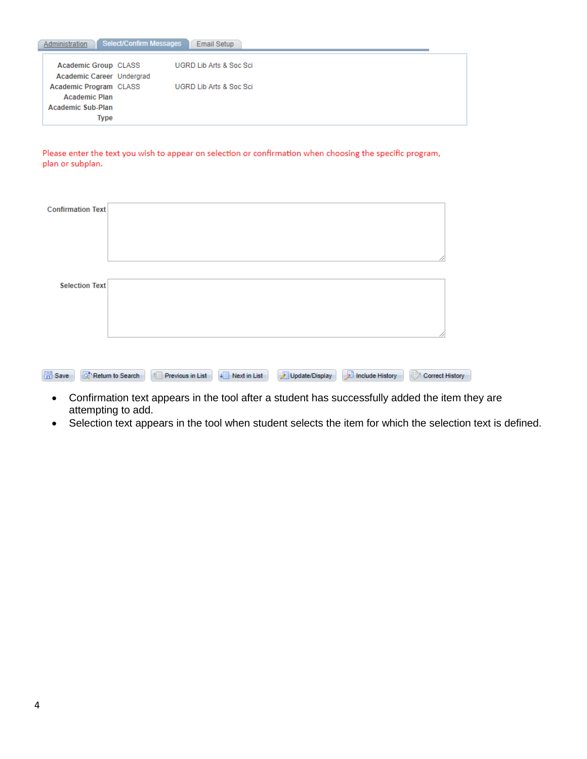Administration | Select/Confirm Messages | Email Setup

| | | |
|---|---|---|
| Academic Group | CLASS | UGRD Lib Arts & Soc Sci |
| Academic Career | Undergrad | |
| Academic Program | CLASS | UGRD Lib Arts & Soc Sci |
| Academic Plan | | |
| Academic Sub-Plan | | |
| Type | | |

Please enter the text you wish to appear on selection or confirmation when choosing the specific program, plan or subplan.

Confirmation Text

Selection Text

Save | Return to Search | Previous in List | Next in List | Update/Display | Include History | Correct History

- Confirmation text appears in the tool after a student has successfully added the item they are attempting to add.
- Selection text appears in the tool when student selects the item for which the selection text is defined.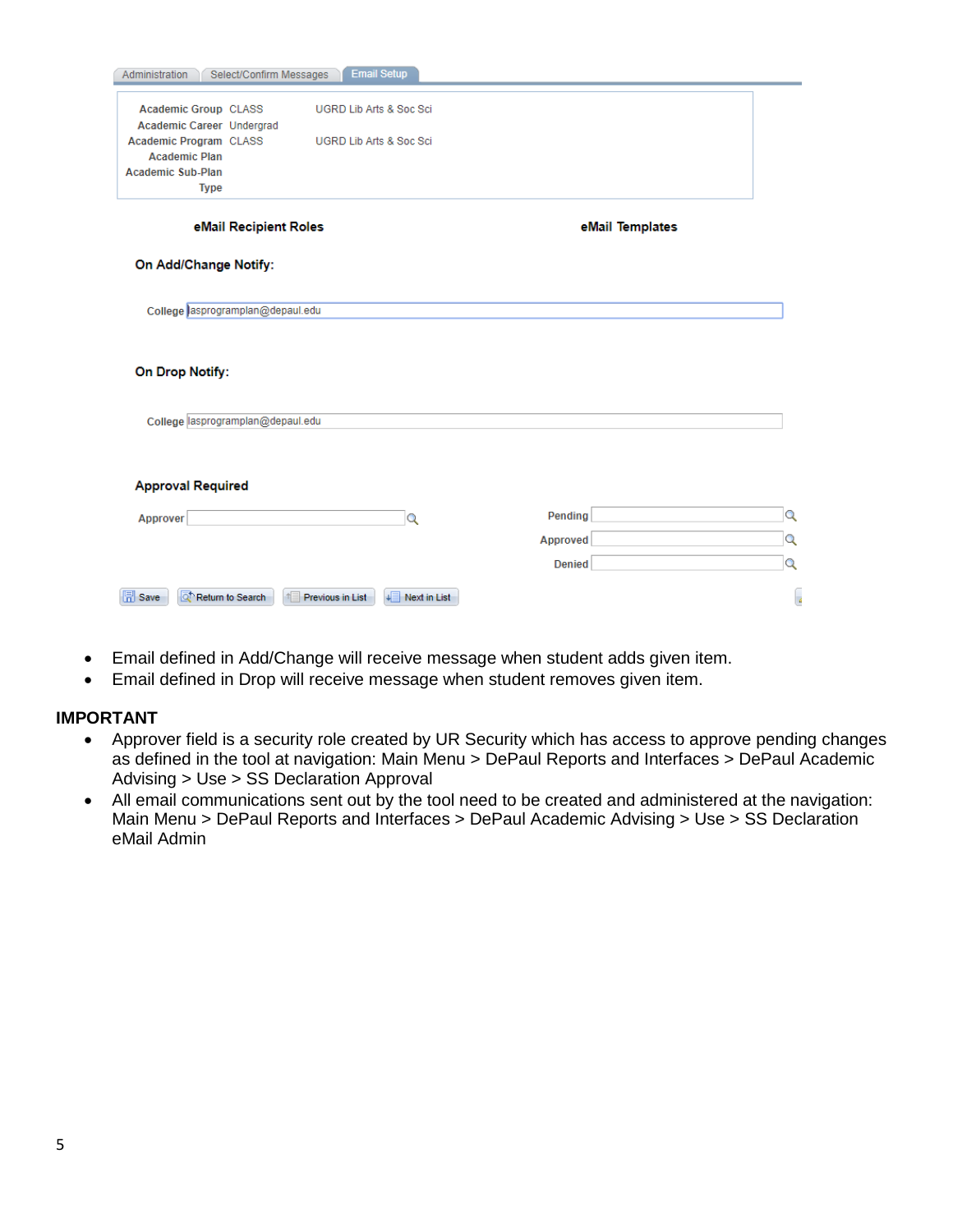Administration | Select/Confirm Messages | Email Setup

| | | |
|---|---|---|
| Academic Group | CLASS | UGRD Lib Arts & Soc Sci |
| Academic Career | Undergrad | |
| Academic Program | CLASS | UGRD Lib Arts & Soc Sci |
| Academic Plan | | |
| Academic Sub-Plan | | |
| Type | | |

**eMail Recipient Roles** **eMail Templates**

**On Add/Change Notify:**

College lasprogramplan@depaul.edu

**On Drop Notify:**

College lasprogramplan@depaul.edu

**Approval Required**

Approver

Pending

Approved

Denied

Save | Return to Search | Previous in List | Next in List

- Email defined in Add/Change will receive message when student adds given item.
- Email defined in Drop will receive message when student removes given item.

**IMPORTANT**

- Approver field is a security role created by UR Security which has access to approve pending changes as defined in the tool at navigation: Main Menu > DePaul Reports and Interfaces > DePaul Academic Advising > Use > SS Declaration Approval
- All email communications sent out by the tool need to be created and administered at the navigation: Main Menu > DePaul Reports and Interfaces > DePaul Academic Advising > Use > SS Declaration eMail Admin